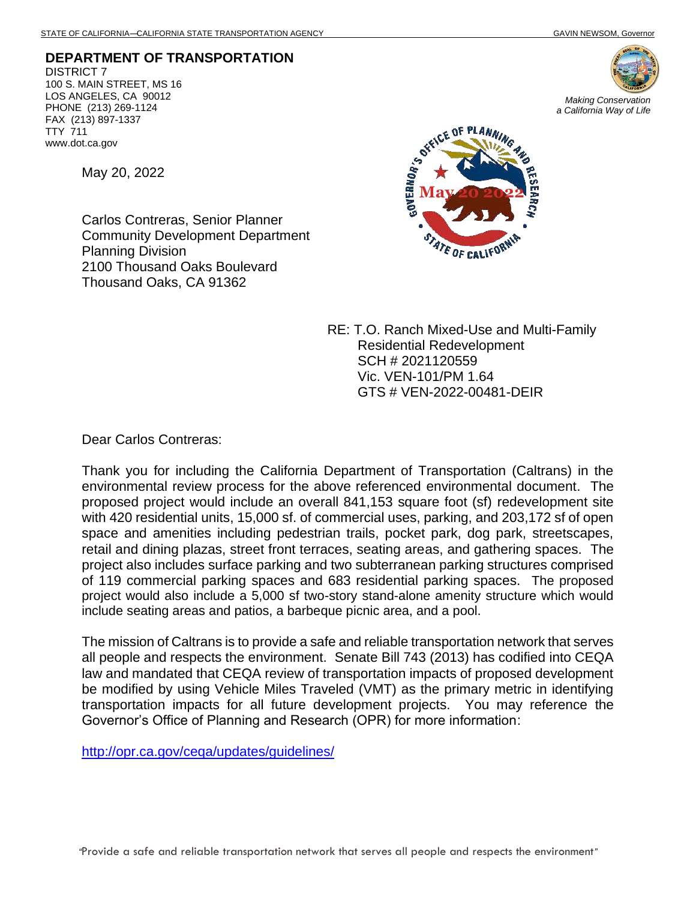STATE OF CALIFORNIA—CALIFORNIA STATE TRANSPORTATION AGENCY GAVIN NEWSOM, Governor

**DEPARTMENT OF TRANSPORTATION**
DISTRICT 7
100 S. MAIN STREET, MS 16
LOS ANGELES, CA 90012
PHONE (213) 269-1124
FAX (213) 897-1337
TTY 711
www.dot.ca.gov

*Making Conservation a California Way of Life*

May 20, 2022

Carlos Contreras, Senior Planner
Community Development Department
Planning Division
2100 Thousand Oaks Boulevard
Thousand Oaks, CA 91362

RE: T.O. Ranch Mixed-Use and Multi-Family Residential Redevelopment
SCH # 2021120559
Vic. VEN-101/PM 1.64
GTS # VEN-2022-00481-DEIR

Dear Carlos Contreras:

Thank you for including the California Department of Transportation (Caltrans) in the environmental review process for the above referenced environmental document. The proposed project would include an overall 841,153 square foot (sf) redevelopment site with 420 residential units, 15,000 sf. of commercial uses, parking, and 203,172 sf of open space and amenities including pedestrian trails, pocket park, dog park, streetscapes, retail and dining plazas, street front terraces, seating areas, and gathering spaces. The project also includes surface parking and two subterranean parking structures comprised of 119 commercial parking spaces and 683 residential parking spaces. The proposed project would also include a 5,000 sf two-story stand-alone amenity structure which would include seating areas and patios, a barbeque picnic area, and a pool.

The mission of Caltrans is to provide a safe and reliable transportation network that serves all people and respects the environment. Senate Bill 743 (2013) has codified into CEQA law and mandated that CEQA review of transportation impacts of proposed development be modified by using Vehicle Miles Traveled (VMT) as the primary metric in identifying transportation impacts for all future development projects. You may reference the Governor's Office of Planning and Research (OPR) for more information:

http://opr.ca.gov/ceqa/updates/guidelines/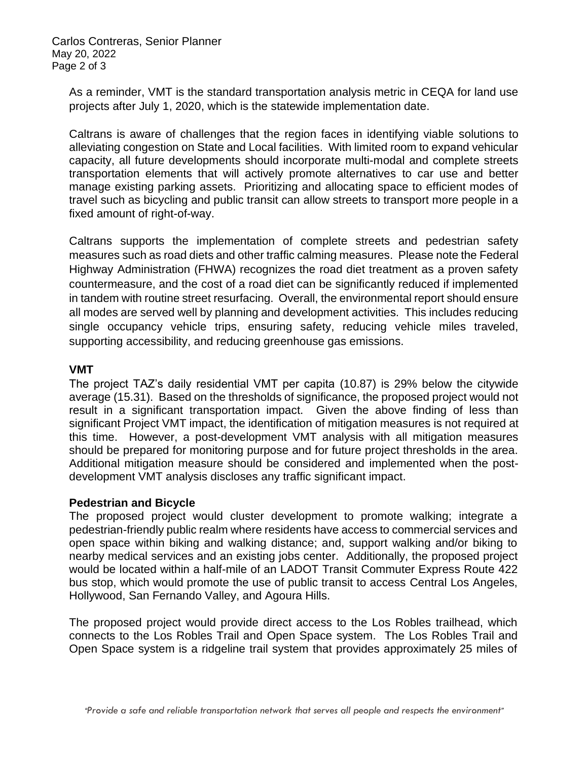As a reminder, VMT is the standard transportation analysis metric in CEQA for land use projects after July 1, 2020, which is the statewide implementation date.

Caltrans is aware of challenges that the region faces in identifying viable solutions to alleviating congestion on State and Local facilities. With limited room to expand vehicular capacity, all future developments should incorporate multi-modal and complete streets transportation elements that will actively promote alternatives to car use and better manage existing parking assets. Prioritizing and allocating space to efficient modes of travel such as bicycling and public transit can allow streets to transport more people in a fixed amount of right-of-way.

Caltrans supports the implementation of complete streets and pedestrian safety measures such as road diets and other traffic calming measures. Please note the Federal Highway Administration (FHWA) recognizes the road diet treatment as a proven safety countermeasure, and the cost of a road diet can be significantly reduced if implemented in tandem with routine street resurfacing. Overall, the environmental report should ensure all modes are served well by planning and development activities. This includes reducing single occupancy vehicle trips, ensuring safety, reducing vehicle miles traveled, supporting accessibility, and reducing greenhouse gas emissions.

**VMT**

The project TAZ's daily residential VMT per capita (10.87) is 29% below the citywide average (15.31). Based on the thresholds of significance, the proposed project would not result in a significant transportation impact. Given the above finding of less than significant Project VMT impact, the identification of mitigation measures is not required at this time. However, a post-development VMT analysis with all mitigation measures should be prepared for monitoring purpose and for future project thresholds in the area. Additional mitigation measure should be considered and implemented when the post-development VMT analysis discloses any traffic significant impact.

**Pedestrian and Bicycle**

The proposed project would cluster development to promote walking; integrate a pedestrian-friendly public realm where residents have access to commercial services and open space within biking and walking distance; and, support walking and/or biking to nearby medical services and an existing jobs center. Additionally, the proposed project would be located within a half-mile of an LADOT Transit Commuter Express Route 422 bus stop, which would promote the use of public transit to access Central Los Angeles, Hollywood, San Fernando Valley, and Agoura Hills.

The proposed project would provide direct access to the Los Robles trailhead, which connects to the Los Robles Trail and Open Space system. The Los Robles Trail and Open Space system is a ridgeline trail system that provides approximately 25 miles of

*"Provide a safe and reliable transportation network that serves all people and respects the environment"*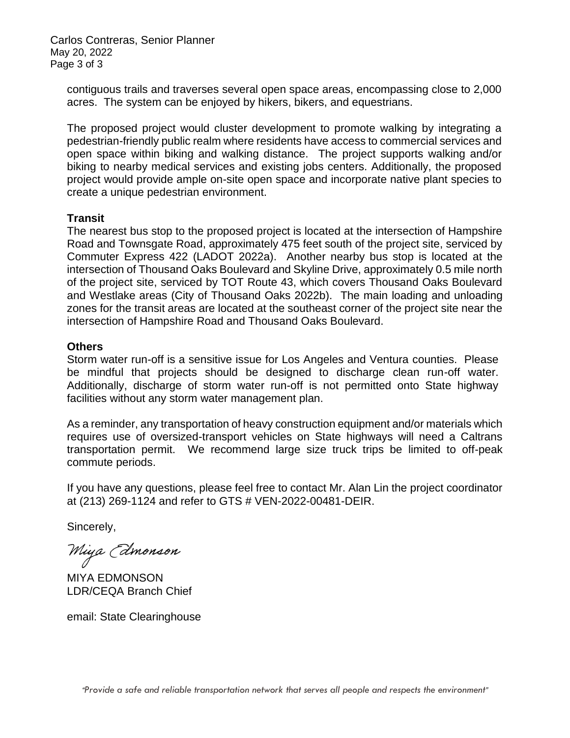contiguous trails and traverses several open space areas, encompassing close to 2,000 acres. The system can be enjoyed by hikers, bikers, and equestrians.

The proposed project would cluster development to promote walking by integrating a pedestrian-friendly public realm where residents have access to commercial services and open space within biking and walking distance. The project supports walking and/or biking to nearby medical services and existing jobs centers. Additionally, the proposed project would provide ample on-site open space and incorporate native plant species to create a unique pedestrian environment.

**Transit**

The nearest bus stop to the proposed project is located at the intersection of Hampshire Road and Townsgate Road, approximately 475 feet south of the project site, serviced by Commuter Express 422 (LADOT 2022a). Another nearby bus stop is located at the intersection of Thousand Oaks Boulevard and Skyline Drive, approximately 0.5 mile north of the project site, serviced by TOT Route 43, which covers Thousand Oaks Boulevard and Westlake areas (City of Thousand Oaks 2022b). The main loading and unloading zones for the transit areas are located at the southeast corner of the project site near the intersection of Hampshire Road and Thousand Oaks Boulevard.

**Others**

Storm water run-off is a sensitive issue for Los Angeles and Ventura counties. Please be mindful that projects should be designed to discharge clean run-off water. Additionally, discharge of storm water run-off is not permitted onto State highway facilities without any storm water management plan.

As a reminder, any transportation of heavy construction equipment and/or materials which requires use of oversized-transport vehicles on State highways will need a Caltrans transportation permit. We recommend large size truck trips be limited to off-peak commute periods.

If you have any questions, please feel free to contact Mr. Alan Lin the project coordinator at (213) 269-1124 and refer to GTS # VEN-2022-00481-DEIR.

Sincerely,

*Miya Edmonson*

MIYA EDMONSON
LDR/CEQA Branch Chief

email: State Clearinghouse

*"Provide a safe and reliable transportation network that serves all people and respects the environment"*